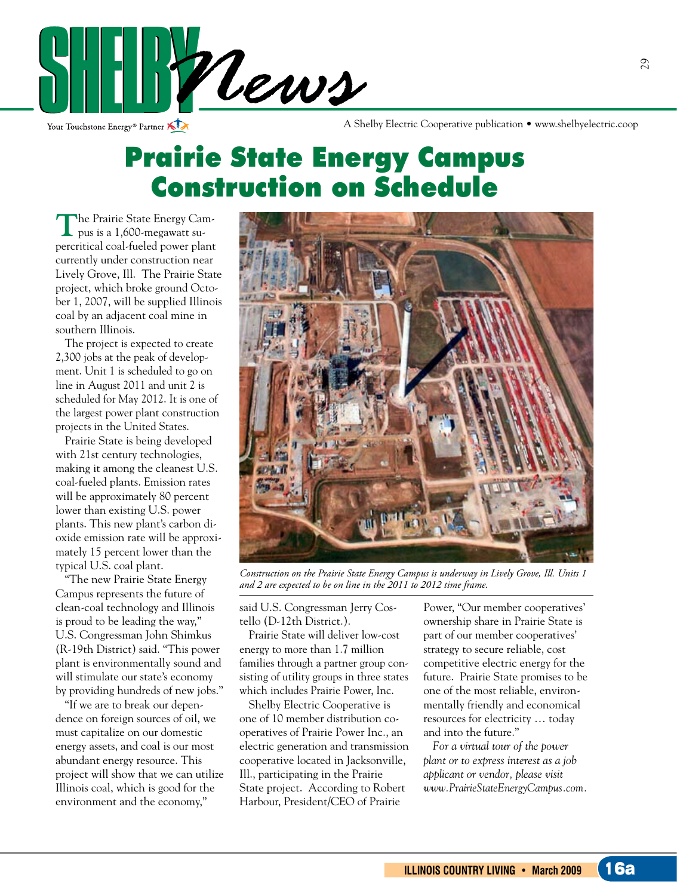# SHELBY News

Your Touchstone Energy® Partner

A Shelby Electric Cooperative publication • www.shelbyelectric.coop

## Prairie State Energy Campus Construction on Schedule

The Prairie State Energy Campus is a 1,600-megawatt supercritical coal-fueled power plant currently under construction near Lively Grove, Ill. The Prairie State project, which broke ground October 1, 2007, will be supplied Illinois coal by an adjacent coal mine in southern Illinois.

The project is expected to create 2,300 jobs at the peak of development. Unit 1 is scheduled to go on line in August 2011 and unit 2 is scheduled for May 2012. It is one of the largest power plant construction projects in the United States.

Prairie State is being developed with 21st century technologies, making it among the cleanest U.S. coal-fueled plants. Emission rates will be approximately 80 percent lower than existing U.S. power plants. This new plant's carbon dioxide emission rate will be approximately 15 percent lower than the typical U.S. coal plant.

"The new Prairie State Energy Campus represents the future of clean-coal technology and Illinois is proud to be leading the way," U.S. Congressman John Shimkus (R-19th District) said. "This power plant is environmentally sound and will stimulate our state's economy by providing hundreds of new jobs."

"If we are to break our dependence on foreign sources of oil, we must capitalize on our domestic energy assets, and coal is our most abundant energy resource. This project will show that we can utilize Illinois coal, which is good for the environment and the economy," said U.S. Congressman Jerry Costello (D-12th District.).

*Construction on the Prairie State Energy Campus is underway in Lively Grove, Ill. Units 1 and 2 are expected to be on line in the 2011 to 2012 time frame.*

Prairie State will deliver low-cost energy to more than 1.7 million families through a partner group consisting of utility groups in three states which includes Prairie Power, Inc.

Shelby Electric Cooperative is one of 10 member distribution cooperatives of Prairie Power Inc., an electric generation and transmission cooperative located in Jacksonville, Ill., participating in the Prairie State project. According to Robert Harbour, President/CEO of Prairie Power, "Our member cooperatives' ownership share in Prairie State is part of our member cooperatives' strategy to secure reliable, cost competitive electric energy for the future. Prairie State promises to be one of the most reliable, environmentally friendly and economical resources for electricity … today and into the future."

*For a virtual tour of the power plant or to express interest as a job applicant or vendor, please visit www.PrairieStateEnergyCampus.com.*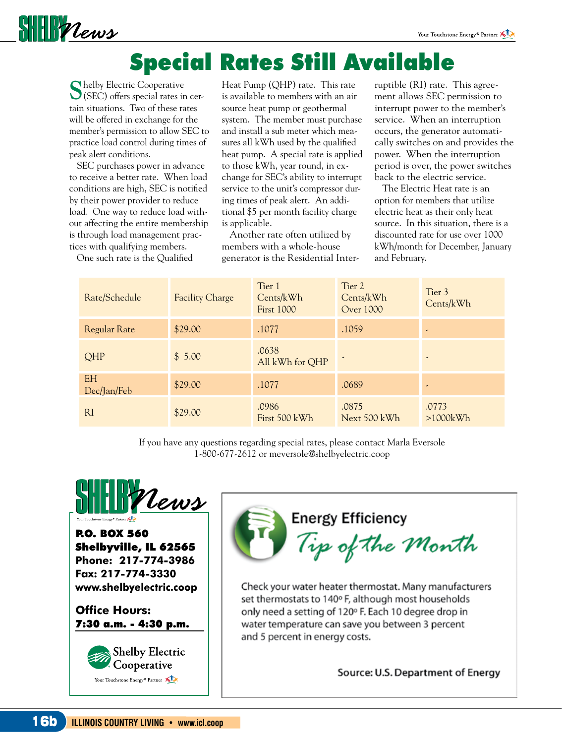# Special Rates Still Available

Shelby Electric Cooperative (SEC) offers special rates in certain situations. Two of these rates will be offered in exchange for the member's permission to allow SEC to practice load control during times of peak alert conditions.

SEC purchases power in advance to receive a better rate. When load conditions are high, SEC is notified by their power provider to reduce load. One way to reduce load without affecting the entire membership is through load management practices with qualifying members.

One such rate is the Qualified Heat Pump (QHP) rate. This rate is available to members with an air source heat pump or geothermal system. The member must purchase and install a sub meter which measures all kWh used by the qualified heat pump. A special rate is applied to those kWh, year round, in exchange for SEC's ability to interrupt service to the unit's compressor during times of peak alert. An additional $5 per month facility charge is applicable.

Another rate often utilized by members with a whole-house generator is the Residential Interruptible (RI) rate. This agreement allows SEC permission to interrupt power to the member's service. When an interruption occurs, the generator automatically switches on and provides the power. When the interruption period is over, the power switches back to the electric service.

The Electric Heat rate is an option for members that utilize electric heat as their only heat source. In this situation, there is a discounted rate for use over 1000 kWh/month for December, January and February.

| Rate/Schedule | Facility Charge | Tier 1 Cents/kWh First 1000 | Tier 2 Cents/kWh Over 1000 | Tier 3 Cents/kWh |
|---|---|---|---|---|
| Regular Rate | $29.00 | .1077 | .1059 | - |
| QHP | $ 5.00 | .0638 All kWh for QHP | - | - |
| EH Dec/Jan/Feb | $29.00 | .1077 | .0689 | - |
| RI | $29.00 | .0986 First 500 kWh | .0875 Next 500 kWh | .0773 >1000kWh |

If you have any questions regarding special rates, please contact Marla Eversole 1-800-677-2612 or meversole@shelbyelectric.coop

**SHELBY News**

**P.O. BOX 560**
**Shelbyville, IL 62565**
**Phone: 217-774-3986**
**Fax: 217-774-3330**
**www.shelbyelectric.coop**

**Office Hours:**
**7:30 a.m. - 4:30 p.m.**

Shelby Electric Cooperative
Your Touchstone Energy® Partner

## Energy Efficiency *Tip of the Month*

Check your water heater thermostat. Many manufacturers set thermostats to 140º F, although most households only need a setting of 120º F. Each 10 degree drop in water temperature can save you between 3 percent and 5 percent in energy costs.

Source: U.S. Department of Energy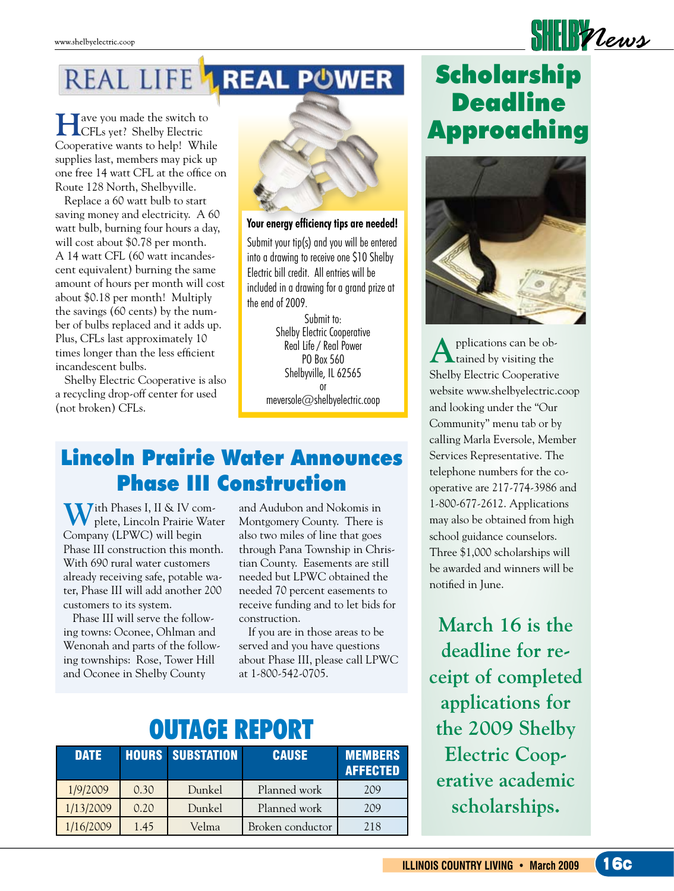# REAL LIFE REAL POWER

Have you made the switch to CFLs yet? Shelby Electric Cooperative wants to help! While supplies last, members may pick up one free 14 watt CFL at the office on Route 128 North, Shelbyville.

Replace a 60 watt bulb to start saving money and electricity. A 60 watt bulb, burning four hours a day, will cost about $0.78 per month. A 14 watt CFL (60 watt incandescent equivalent) burning the same amount of hours per month will cost about $0.18 per month! Multiply the savings (60 cents) by the number of bulbs replaced and it adds up. Plus, CFLs last approximately 10 times longer than the less efficient incandescent bulbs.

Shelby Electric Cooperative is also a recycling drop-off center for used (not broken) CFLs.

**Your energy efficiency tips are needed!**

Submit your tip(s) and you will be entered into a drawing to receive one $10 Shelby Electric bill credit. All entries will be included in a drawing for a grand prize at the end of 2009.

Submit to:
Shelby Electric Cooperative
Real Life / Real Power
PO Box 560
Shelbyville, IL 62565
or
meversole@shelbyelectric.coop

## Lincoln Prairie Water Announces Phase III Construction

With Phases I, II & IV complete, Lincoln Prairie Water Company (LPWC) will begin Phase III construction this month. With 690 rural water customers already receiving safe, potable water, Phase III will add another 200 customers to its system.

Phase III will serve the following towns: Oconee, Ohlman and Wenonah and parts of the following townships: Rose, Tower Hill and Oconee in Shelby County and Audubon and Nokomis in Montgomery County. There is also two miles of line that goes through Pana Township in Christian County. Easements are still needed but LPWC obtained the needed 70 percent easements to receive funding and to let bids for construction.

If you are in those areas to be served and you have questions about Phase III, please call LPWC at 1-800-542-0705.

## OUTAGE REPORT

| DATE | HOURS | SUBSTATION | CAUSE | MEMBERS AFFECTED |
|---|---|---|---|---|
| 1/9/2009 | 0.30 | Dunkel | Planned work | 209 |
| 1/13/2009 | 0.20 | Dunkel | Planned work | 209 |
| 1/16/2009 | 1.45 | Velma | Broken conductor | 218 |

## Scholarship Deadline Approaching

Applications can be obtained by visiting the Shelby Electric Cooperative website www.shelbyelectric.coop and looking under the "Our Community" menu tab or by calling Marla Eversole, Member Services Representative. The telephone numbers for the cooperative are 217-774-3986 and 1-800-677-2612. Applications may also be obtained from high school guidance counselors. Three $1,000 scholarships will be awarded and winners will be notified in June.

**March 16 is the deadline for receipt of completed applications for the 2009 Shelby Electric Cooperative academic scholarships.**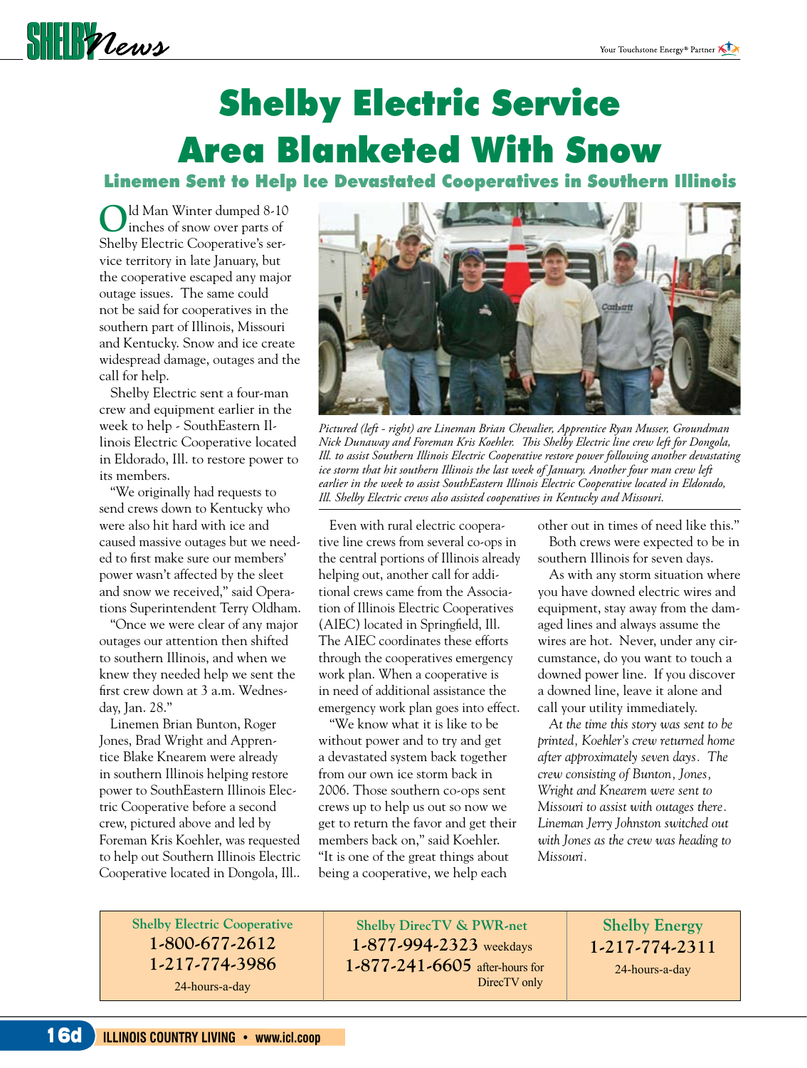# Shelby Electric Service Area Blanketed With Snow

## Linemen Sent to Help Ice Devastated Cooperatives in Southern Illinois

Old Man Winter dumped 8-10 inches of snow over parts of Shelby Electric Cooperative's service territory in late January, but the cooperative escaped any major outage issues. The same could not be said for cooperatives in the southern part of Illinois, Missouri and Kentucky. Snow and ice create widespread damage, outages and the call for help.

Shelby Electric sent a four-man crew and equipment earlier in the week to help - SouthEastern Illinois Electric Cooperative located in Eldorado, Ill. to restore power to its members.

"We originally had requests to send crews down to Kentucky who were also hit hard with ice and caused massive outages but we needed to first make sure our members' power wasn't affected by the sleet and snow we received," said Operations Superintendent Terry Oldham. "Once we were clear of any major outages our attention then shifted to southern Illinois, and when we knew they needed help we sent the first crew down at 3 a.m. Wednesday, Jan. 28."

Linemen Brian Bunton, Roger Jones, Brad Wright and Apprentice Blake Knearem were already in southern Illinois helping restore power to SouthEastern Illinois Electric Cooperative before a second crew, pictured above and led by Foreman Kris Koehler, was requested to help out Southern Illinois Electric Cooperative located in Dongola, Ill..

*Pictured (left - right) are Lineman Brian Chevalier, Apprentice Ryan Musser, Groundman Nick Dunaway and Foreman Kris Koehler. This Shelby Electric line crew left for Dongola, Ill. to assist Southern Illinois Electric Cooperative restore power following another devastating ice storm that hit southern Illinois the last week of January. Another four man crew left earlier in the week to assist SouthEastern Illinois Electric Cooperative located in Eldorado, Ill. Shelby Electric crews also assisted cooperatives in Kentucky and Missouri.*

Even with rural electric cooperative line crews from several co-ops in the central portions of Illinois already helping out, another call for additional crews came from the Association of Illinois Electric Cooperatives (AIEC) located in Springfield, Ill. The AIEC coordinates these efforts through the cooperatives emergency work plan. When a cooperative is in need of additional assistance the emergency work plan goes into effect.

"We know what it is like to be without power and to try and get a devastated system back together from our own ice storm back in 2006. Those southern co-ops sent crews up to help us out so now we get to return the favor and get their members back on," said Koehler. "It is one of the great things about being a cooperative, we help each other out in times of need like this."

Both crews were expected to be in southern Illinois for seven days.

As with any storm situation where you have downed electric wires and equipment, stay away from the damaged lines and always assume the wires are hot. Never, under any circumstance, do you want to touch a downed power line. If you discover a downed line, leave it alone and call your utility immediately.

*At the time this story was sent to be printed, Koehler's crew returned home after approximately seven days. The crew consisting of Bunton, Jones, Wright and Knearem were sent to Missouri to assist with outages there. Lineman Jerry Johnston switched out with Jones as the crew was heading to Missouri.*

| Shelby Electric Cooperative | Shelby DirecTV & PWR-net | Shelby Energy |
|---|---|---|
| **1-800-677-2612** | **1-877-994-2323** weekdays | **1-217-774-2311** |
| **1-217-774-3986** | **1-877-241-6605** after-hours for DirecTV only | 24-hours-a-day |
| 24-hours-a-day | | |